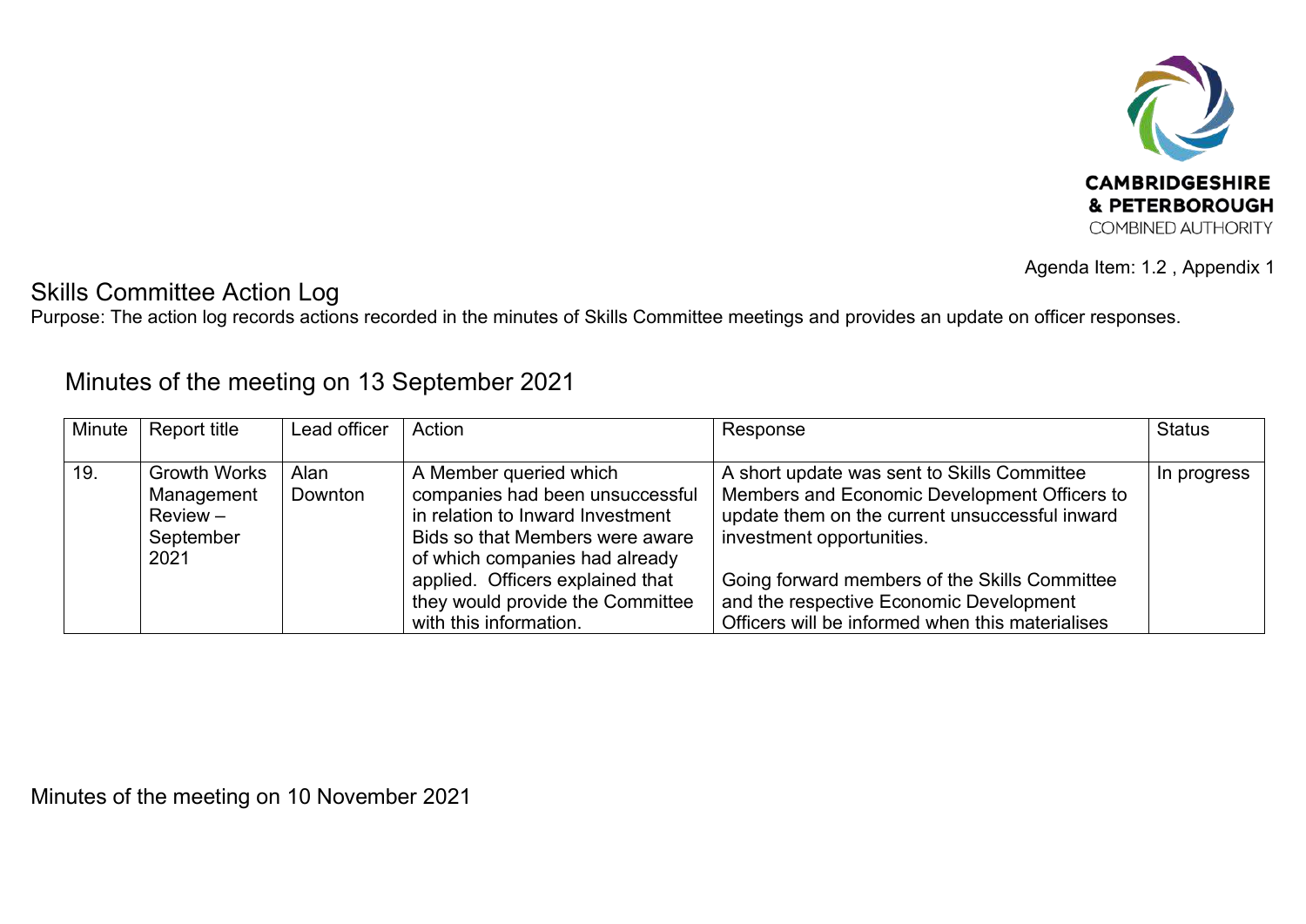CAMBRIDGESHIRE & PETERBOROUGH COMBINED AUTHORITY

Agenda Item: 1.2 , Appendix 1

# Skills Committee Action Log

Purpose: The action log records actions recorded in the minutes of Skills Committee meetings and provides an update on officer responses.

## Minutes of the meeting on 13 September 2021

| Minute | Report title | Lead officer | Action | Response | Status |
|---|---|---|---|---|---|
| 19. | Growth Works Management Review – September 2021 | Alan Downton | A Member queried which companies had been unsuccessful in relation to Inward Investment Bids so that Members were aware of which companies had already applied. Officers explained that they would provide the Committee with this information. | A short update was sent to Skills Committee Members and Economic Development Officers to update them on the current unsuccessful inward investment opportunities.<br><br>Going forward members of the Skills Committee and the respective Economic Development Officers will be informed when this materialises | In progress |

## Minutes of the meeting on 10 November 2021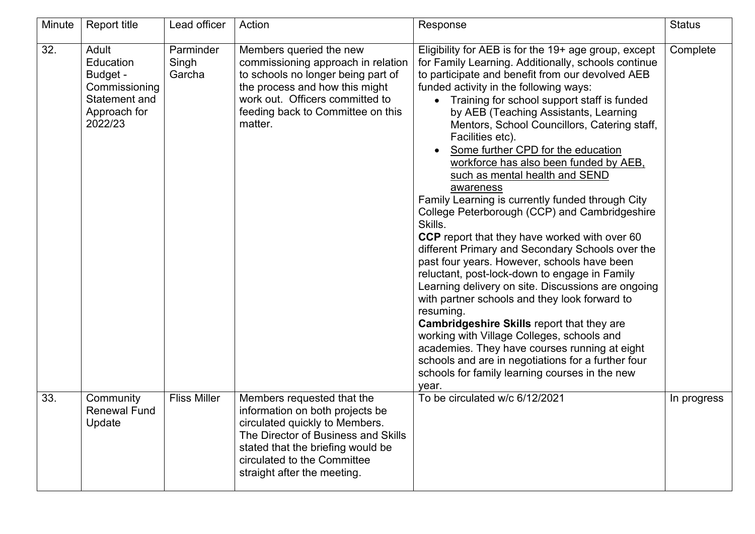| Minute | Report title | Lead officer | Action | Response | Status |
|---|---|---|---|---|---|
| 32. | Adult Education Budget - Commissioning Statement and Approach for 2022/23 | Parminder Singh Garcha | Members queried the new commissioning approach in relation to schools no longer being part of the process and how this might work out. Officers committed to feeding back to Committee on this matter. | Eligibility for AEB is for the 19+ age group, except for Family Learning. Additionally, schools continue to participate and benefit from our devolved AEB funded activity in the following ways:<br>• Training for school support staff is funded by AEB (Teaching Assistants, Learning Mentors, School Councillors, Catering staff, Facilities etc).<br>• <u>Some further CPD for the education workforce has also been funded by AEB, such as mental health and SEND awareness</u><br>Family Learning is currently funded through City College Peterborough (CCP) and Cambridgeshire Skills.<br>**CCP** report that they have worked with over 60 different Primary and Secondary Schools over the past four years. However, schools have been reluctant, post-lock-down to engage in Family Learning delivery on site. Discussions are ongoing with partner schools and they look forward to resuming.<br>**Cambridgeshire Skills** report that they are working with Village Colleges, schools and academies. They have courses running at eight schools and are in negotiations for a further four schools for family learning courses in the new year. | Complete |
| 33. | Community Renewal Fund Update | Fliss Miller | Members requested that the information on both projects be circulated quickly to Members. The Director of Business and Skills stated that the briefing would be circulated to the Committee straight after the meeting. | To be circulated w/c 6/12/2021 | In progress |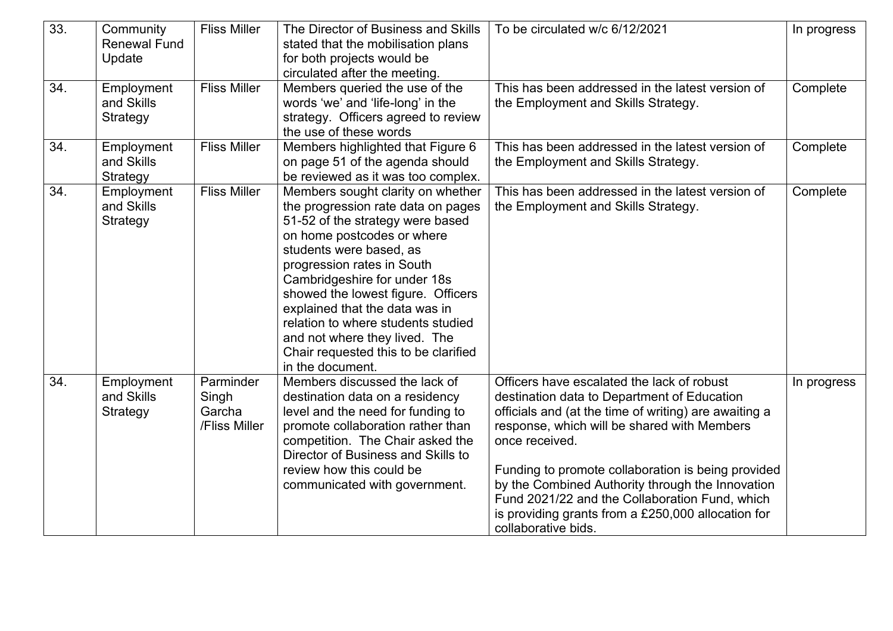| | | | | | |
|---|---|---|---|---|---|
| 33. | Community Renewal Fund Update | Fliss Miller | The Director of Business and Skills stated that the mobilisation plans for both projects would be circulated after the meeting. | To be circulated w/c 6/12/2021 | In progress |
| 34. | Employment and Skills Strategy | Fliss Miller | Members queried the use of the words 'we' and 'life-long' in the strategy. Officers agreed to review the use of these words | This has been addressed in the latest version of the Employment and Skills Strategy. | Complete |
| 34. | Employment and Skills Strategy | Fliss Miller | Members highlighted that Figure 6 on page 51 of the agenda should be reviewed as it was too complex. | This has been addressed in the latest version of the Employment and Skills Strategy. | Complete |
| 34. | Employment and Skills Strategy | Fliss Miller | Members sought clarity on whether the progression rate data on pages 51-52 of the strategy were based on home postcodes or where students were based, as progression rates in South Cambridgeshire for under 18s showed the lowest figure. Officers explained that the data was in relation to where students studied and not where they lived. The Chair requested this to be clarified in the document. | This has been addressed in the latest version of the Employment and Skills Strategy. | Complete |
| 34. | Employment and Skills Strategy | Parminder Singh Garcha /Fliss Miller | Members discussed the lack of destination data on a residency level and the need for funding to promote collaboration rather than competition. The Chair asked the Director of Business and Skills to review how this could be communicated with government. | Officers have escalated the lack of robust destination data to Department of Education officials and (at the time of writing) are awaiting a response, which will be shared with Members once received.<br><br>Funding to promote collaboration is being provided by the Combined Authority through the Innovation Fund 2021/22 and the Collaboration Fund, which is providing grants from a £250,000 allocation for collaborative bids. | In progress |